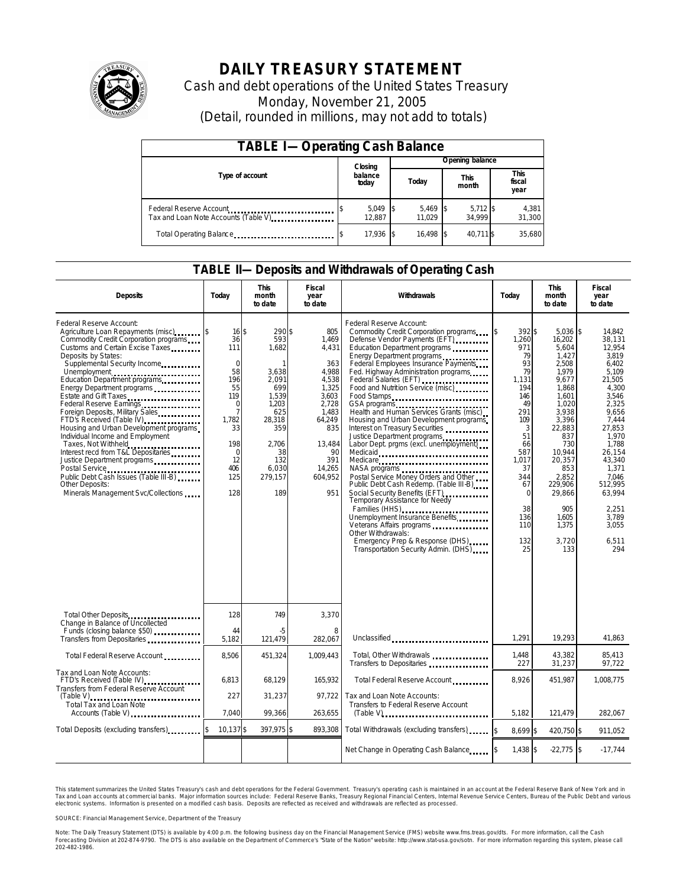# DAILY TREASURY STATEMENT

Cash and debt operations of the United States Treasury

Monday, November 21, 2005

(Detail, rounded in millions, may not add to totals)

| TABLE I—Operating Cash Balance | | | | |
|---|---|---|---|---|
| Type of account | Closing balance today | Opening balance | | |
| | | Today | This month | This fiscal year |
| Federal Reserve Account | $ 5,049 | $ 5,469 | $ 5,712 | $ 4,381 |
| Tax and Loan Note Accounts (Table V) | 12,887 | 11,029 | 34,999 | 31,300 |
| Total Operating Balance | $ 17,936 | $ 16,498 | $ 40,711 | $ 35,680 |

## TABLE II—Deposits and Withdrawals of Operating Cash

| Deposits | Today | This month to date | Fiscal year to date |
|---|---|---|---|
| Federal Reserve Account: | | | |
| Agriculture Loan Repayments (misc) | $ 16 | $ 290 | $ 805 |
| Commodity Credit Corporation programs | 36 | 593 | 1,469 |
| Customs and Certain Excise Taxes | 111 | 1,682 | 4,431 |
| Deposits by States: | | | |
| Supplemental Security Income | 0 | 1 | 363 |
| Unemployment | 58 | 3,638 | 4,988 |
| Education Department programs | 196 | 2,091 | 4,538 |
| Energy Department programs | 55 | 699 | 1,325 |
| Estate and Gift Taxes | 119 | 1,539 | 3,603 |
| Federal Reserve Earnings | 0 | 1,203 | 2,728 |
| Foreign Deposits, Military Sales | 7 | 625 | 1,483 |
| FTD's Received (Table IV) | 1,782 | 28,318 | 64,249 |
| Housing and Urban Development programs | 33 | 359 | 835 |
| Individual Income and Employment Taxes, Not Withheld | 198 | 2,706 | 13,484 |
| Interest recd from T&L Depositaries | 0 | 38 | 90 |
| Justice Department programs | 12 | 132 | 391 |
| Postal Service | 406 | 6,030 | 14,265 |
| Public Debt Cash Issues (Table III-B) | 125 | 279,157 | 604,952 |
| Other Deposits: | | | |
| Minerals Management Svc/Collections | 128 | 189 | 951 |
| Total Other Deposits | 128 | 749 | 3,370 |
| Change in Balance of Uncollected Funds (closing balance $50) | 44 | -5 | 8 |
| Transfers from Depositaries | 5,182 | 121,479 | 282,067 |
| Total Federal Reserve Account | 8,506 | 451,324 | 1,009,443 |
| Tax and Loan Note Accounts: | | | |
| FTD's Received (Table IV) | 6,813 | 68,129 | 165,932 |
| Transfers from Federal Reserve Account (Table V) | 227 | 31,237 | 97,722 |
| Total Tax and Loan Note Accounts (Table V) | 7,040 | 99,366 | 263,655 |
| Total Deposits (excluding transfers) | $ 10,137 | $ 397,975 | $ 893,308 |

| Withdrawals | Today | This month to date | Fiscal year to date |
|---|---|---|---|
| Federal Reserve Account: | | | |
| Commodity Credit Corporation programs | $ 392 | $ 5,036 | $ 14,842 |
| Defense Vendor Payments (EFT) | 1,260 | 16,202 | 38,131 |
| Education Department programs | 971 | 5,604 | 12,954 |
| Energy Department programs | 79 | 1,427 | 3,819 |
| Federal Employees Insurance Payments | 93 | 2,508 | 6,402 |
| Fed. Highway Administration programs | 79 | 1,979 | 5,109 |
| Federal Salaries (EFT) | 1,131 | 9,677 | 21,505 |
| Food and Nutrition Service (misc) | 194 | 1,868 | 4,300 |
| Food Stamps | 146 | 1,601 | 3,546 |
| GSA programs | 49 | 1,020 | 2,325 |
| Health and Human Services Grants (misc) | 291 | 3,938 | 9,656 |
| Housing and Urban Development programs | 109 | 3,396 | 7,444 |
| Interest on Treasury Securities | 3 | 22,883 | 27,853 |
| Justice Department programs | 51 | 837 | 1,970 |
| Labor Dept. prgms (excl. unemployment) | 66 | 730 | 1,788 |
| Medicaid | 587 | 10,944 | 26,154 |
| Medicare | 1,017 | 20,357 | 43,340 |
| NASA programs | 37 | 853 | 1,371 |
| Postal Service Money Orders and Other | 344 | 2,852 | 7,046 |
| Public Debt Cash Redemp. (Table III-B) | 67 | 229,906 | 512,995 |
| Social Security Benefits (EFT) | 0 | 29,866 | 63,994 |
| Temporary Assistance for Needy Families (HHS) | 38 | 905 | 2,251 |
| Unemployment Insurance Benefits | 136 | 1,605 | 3,789 |
| Veterans Affairs programs | 110 | 1,375 | 3,055 |
| Other Withdrawals: | | | |
| Emergency Prep & Response (DHS) | 132 | 3,720 | 6,511 |
| Transportation Security Admin. (DHS) | 25 | 133 | 294 |
| Unclassified | 1,291 | 19,293 | 41,863 |
| Total, Other Withdrawals | 1,448 | 43,382 | 85,413 |
| Transfers to Depositaries | 227 | 31,237 | 97,722 |
| Total Federal Reserve Account | 8,926 | 451,987 | 1,008,775 |
| Tax and Loan Note Accounts: | | | |
| Transfers to Federal Reserve Account (Table V) | 5,182 | 121,479 | 282,067 |
| Total Withdrawals (excluding transfers) | $ 8,699 | $ 420,750 | $ 911,052 |
| Net Change in Operating Cash Balance | $ 1,438 | $ -22,775 | $ -17,744 |

This statement summarizes the United States Treasury's cash and debt operations for the Federal Government. Treasury's operating cash is maintained in an account at the Federal Reserve Bank of New York and in Tax and Loan accounts at commercial banks. Major information sources include: Federal Reserve Banks, Treasury Regional Financial Centers, Internal Revenue Service Centers, Bureau of the Public Debt and various electronic systems. Information is presented on a modified cash basis. Deposits are reflected as received and withdrawals are reflected as processed.

SOURCE: Financial Management Service, Department of the Treasury

Note: The Daily Treasury Statement (DTS) is available by 4:00 p.m. the following business day on the Financial Management Service (FMS) website www.fms.treas.gov/dts. For more information, call the Cash Forecasting Division at 202-874-9790. The DTS is also available on the Department of Commerce's "State of the Nation" website: http://www.stat-usa.gov/sotn. For more information regarding this system, please call 202-482-1986.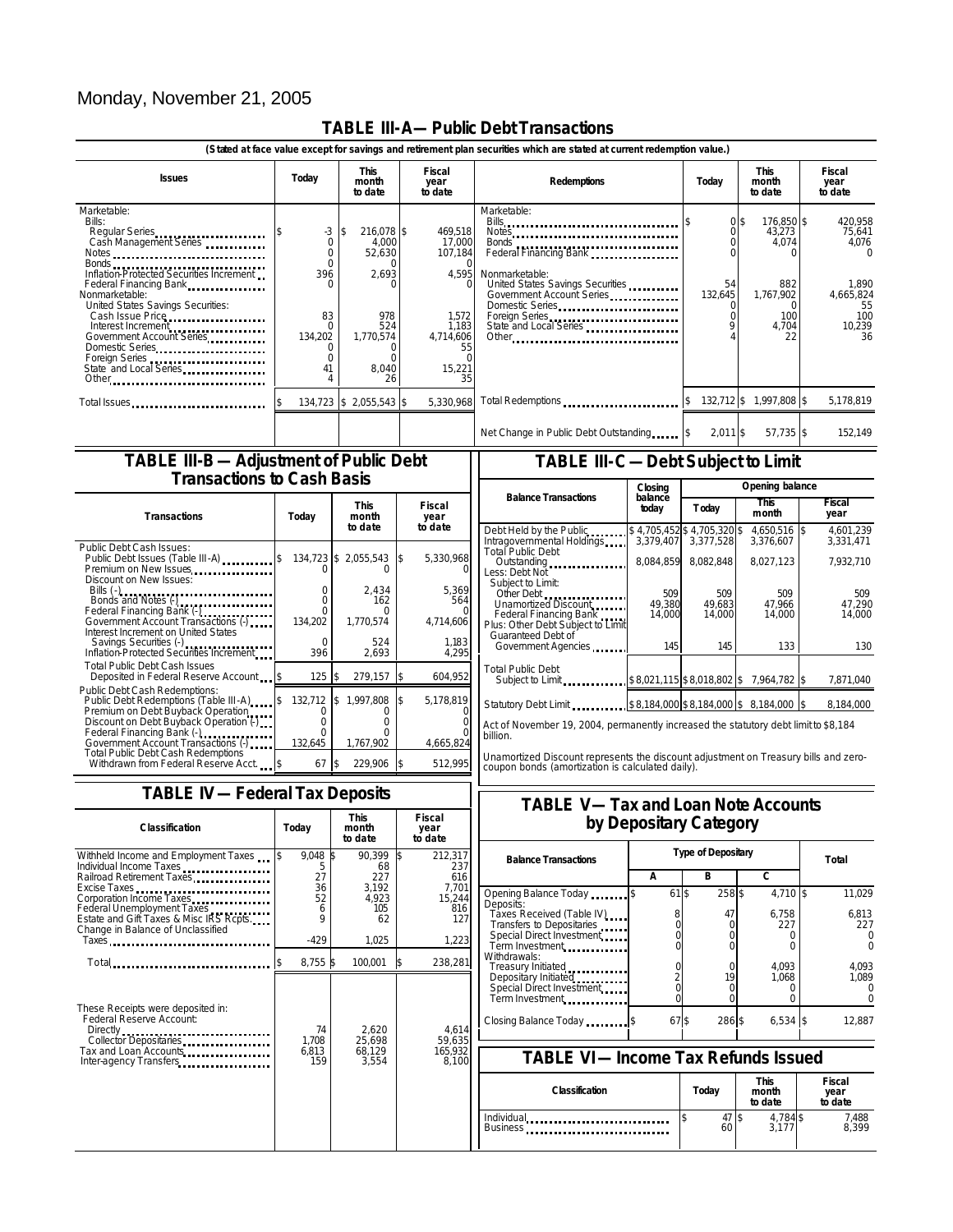Monday, November 21, 2005

## TABLE III-A — Public Debt Transactions

(Stated at face value except for savings and retirement plan securities which are stated at current redemption value.)

| Issues | Today | This month to date | Fiscal year to date |
|---|---|---|---|
| Marketable: | | | |
| Bills: | | | |
| Regular Series | $ -3 | $ 216,078 | $ 469,518 |
| Cash Management Series | 0 | 4,000 | 17,000 |
| Notes | 0 | 52,630 | 107,184 |
| Bonds | 0 | 0 | 0 |
| Inflation-Protected Securities Increment | 396 | 2,693 | 4,595 |
| Federal Financing Bank | 0 | 0 | 0 |
| Nonmarketable: | | | |
| United States Savings Securities: | | | |
| Cash Issue Price | 83 | 978 | 1,572 |
| Interest Increment | 0 | 524 | 1,183 |
| Government Account Series | 134,202 | 1,770,574 | 4,714,606 |
| Domestic Series | 0 | 0 | 55 |
| Foreign Series | 0 | 0 | 0 |
| State and Local Series | 41 | 8,040 | 15,221 |
| Other | 4 | 26 | 35 |
| Total Issues | $ 134,723 | $ 2,055,543 | $ 5,330,968 |

| Redemptions | Today | This month to date | Fiscal year to date |
|---|---|---|---|
| Marketable: | | | |
| Bills | $ 0 | $ 176,850 | $ 420,958 |
| Notes | 0 | 43,273 | 75,641 |
| Bonds | 0 | 4,074 | 4,076 |
| Federal Financing Bank | 0 | 0 | 0 |
| Nonmarketable: | | | |
| United States Savings Securities | 54 | 882 | 1,890 |
| Government Account Series | 132,645 | 1,767,902 | 4,665,824 |
| Domestic Series | 0 | 0 | 55 |
| Foreign Series | 0 | 100 | 100 |
| State and Local Series | 9 | 4,704 | 10,239 |
| Other | 4 | 22 | 36 |
| Total Redemptions | $ 132,712 | $ 1,997,808 | $ 5,178,819 |
| Net Change in Public Debt Outstanding | $ 2,011 | $ 57,735 | $ 152,149 |

## TABLE III-B — Adjustment of Public Debt Transactions to Cash Basis

| Transactions | Today | This month to date | Fiscal year to date |
|---|---|---|---|
| Public Debt Cash Issues: | | | |
| Public Debt Issues (Table III-A) | $ 134,723 | $ 2,055,543 | $ 5,330,968 |
| Premium on New Issues | 0 | 0 | 0 |
| Discount on New Issues: | | | |
| Bills (-) | 0 | 2,434 | 5,369 |
| Bonds and Notes (-) | 0 | 162 | 564 |
| Federal Financing Bank (-) | 0 | 0 | 0 |
| Government Account Transactions (-) | 134,202 | 1,770,574 | 4,714,606 |
| Interest Increment on United States Savings Securities (-) | 0 | 524 | 1,183 |
| Inflation-Protected Securities Increment | 396 | 2,693 | 4,295 |
| Total Public Debt Cash Issues Deposited in Federal Reserve Account | $ 125 | $ 279,157 | $ 604,952 |
| Public Debt Cash Redemptions: | | | |
| Public Debt Redemptions (Table III-A) | $ 132,712 | $ 1,997,808 | $ 5,178,819 |
| Premium on Debt Buyback Operation | 0 | 0 | 0 |
| Discount on Debt Buyback Operation (-) | 0 | 0 | 0 |
| Federal Financing Bank (-) | 0 | 0 | 0 |
| Government Account Transactions (-) | 132,645 | 1,767,902 | 4,665,824 |
| Total Public Debt Cash Redemptions Withdrawn from Federal Reserve Acct. | $ 67 | $ 229,906 | $ 512,995 |

## TABLE III-C — Debt Subject to Limit

| Balance Transactions | Closing balance today | Opening balance Today | Opening balance This month | Opening balance Fiscal year |
|---|---|---|---|---|
| Debt Held by the Public | $ 4,705,452 | $ 4,705,320 | $ 4,650,516 | $ 4,601,239 |
| Intragovernmental Holdings | 3,379,407 | 3,377,528 | 3,376,607 | 3,331,471 |
| Total Public Debt Outstanding | 8,084,859 | 8,082,848 | 8,027,123 | 7,932,710 |
| Less: Debt Not Subject to Limit: | | | | |
| Other Debt | 509 | 509 | 509 | 509 |
| Unamortized Discount | 49,380 | 49,683 | 47,966 | 47,290 |
| Federal Financing Bank | 14,000 | 14,000 | 14,000 | 14,000 |
| Plus: Other Debt Subject to Limit | | | | |
| Guaranteed Debt of Government Agencies | 145 | 145 | 133 | 130 |
| Total Public Debt Subject to Limit | $ 8,021,115 | $ 8,018,802 | $ 7,964,782 | $ 7,871,040 |
| Statutory Debt Limit | $ 8,184,000 | $ 8,184,000 | $ 8,184,000 | $ 8,184,000 |

Act of November 19, 2004, permanently increased the statutory debt limit to $8,184 billion.

Unamortized Discount represents the discount adjustment on Treasury bills and zero-coupon bonds (amortization is calculated daily).

## TABLE IV — Federal Tax Deposits

| Classification | Today | This month to date | Fiscal year to date |
|---|---|---|---|
| Withheld Income and Employment Taxes | $ 9,048 | $ 90,399 | $ 212,317 |
| Individual Income Taxes | 5 | 68 | 237 |
| Railroad Retirement Taxes | 27 | 227 | 616 |
| Excise Taxes | 36 | 3,192 | 7,701 |
| Corporation Income Taxes | 52 | 4,923 | 15,244 |
| Federal Unemployment Taxes | 6 | 105 | 816 |
| Estate and Gift Taxes & Misc IRS Rcpts. | 9 | 62 | 127 |
| Change in Balance of Unclassified Taxes | -429 | 1,025 | 1,223 |
| Total | $ 8,755 | $ 100,001 | $ 238,281 |
| These Receipts were deposited in: | | | |
| Federal Reserve Account: | | | |
| Directly | 74 | 2,620 | 4,614 |
| Collector Depositaries | 1,708 | 25,698 | 59,635 |
| Tax and Loan Accounts | 6,813 | 68,129 | 165,932 |
| Inter-agency Transfers | 159 | 3,554 | 8,100 |

## TABLE V — Tax and Loan Note Accounts by Depositary Category

| Balance Transactions | Type of Depositary A | B | C | Total |
|---|---|---|---|---|
| Opening Balance Today | $ 61 | $ 258 | $ 4,710 | $ 11,029 |
| Deposits: | | | | |
| Taxes Received (Table IV) | 8 | 47 | 6,758 | 6,813 |
| Transfers to Depositaries | 0 | 0 | 227 | 227 |
| Special Direct Investment | 0 | 0 | 0 | 0 |
| Term Investment | 0 | 0 | 0 | 0 |
| Withdrawals: | | | | |
| Treasury Initiated | 0 | 0 | 4,093 | 4,093 |
| Depositary Initiated | 2 | 19 | 1,068 | 1,089 |
| Special Direct Investment | 0 | 0 | 0 | 0 |
| Term Investment | 0 | 0 | 0 | 0 |
| Closing Balance Today | $ 67 | $ 286 | $ 6,534 | $ 12,887 |

## TABLE VI — Income Tax Refunds Issued

| Classification | Today | This month to date | Fiscal year to date |
|---|---|---|---|
| Individual | $ 47 | $ 4,784 | $ 7,488 |
| Business | 60 | 3,177 | 8,399 |